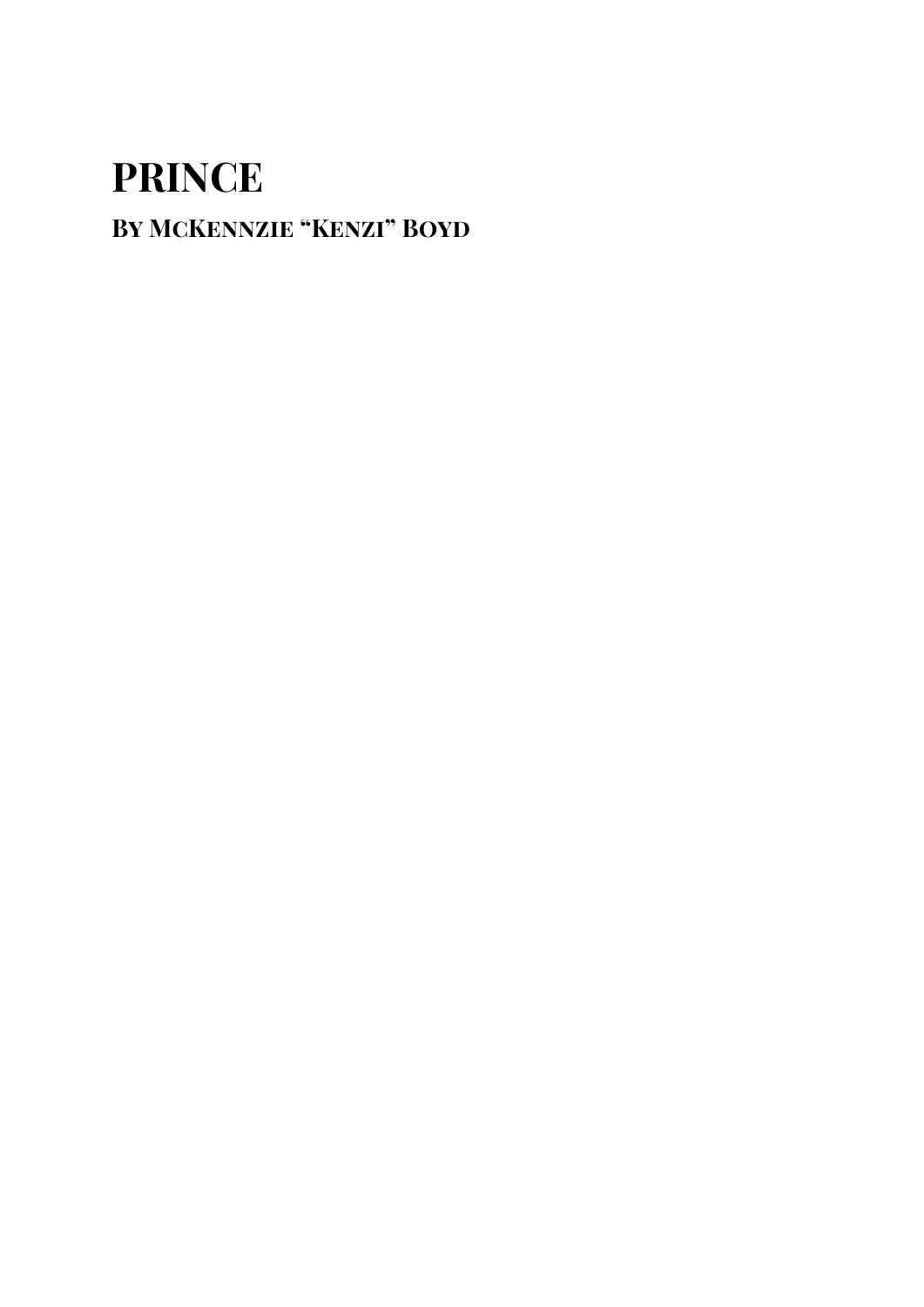# PRINCE

## By McKennzie "Kenzi" Boyd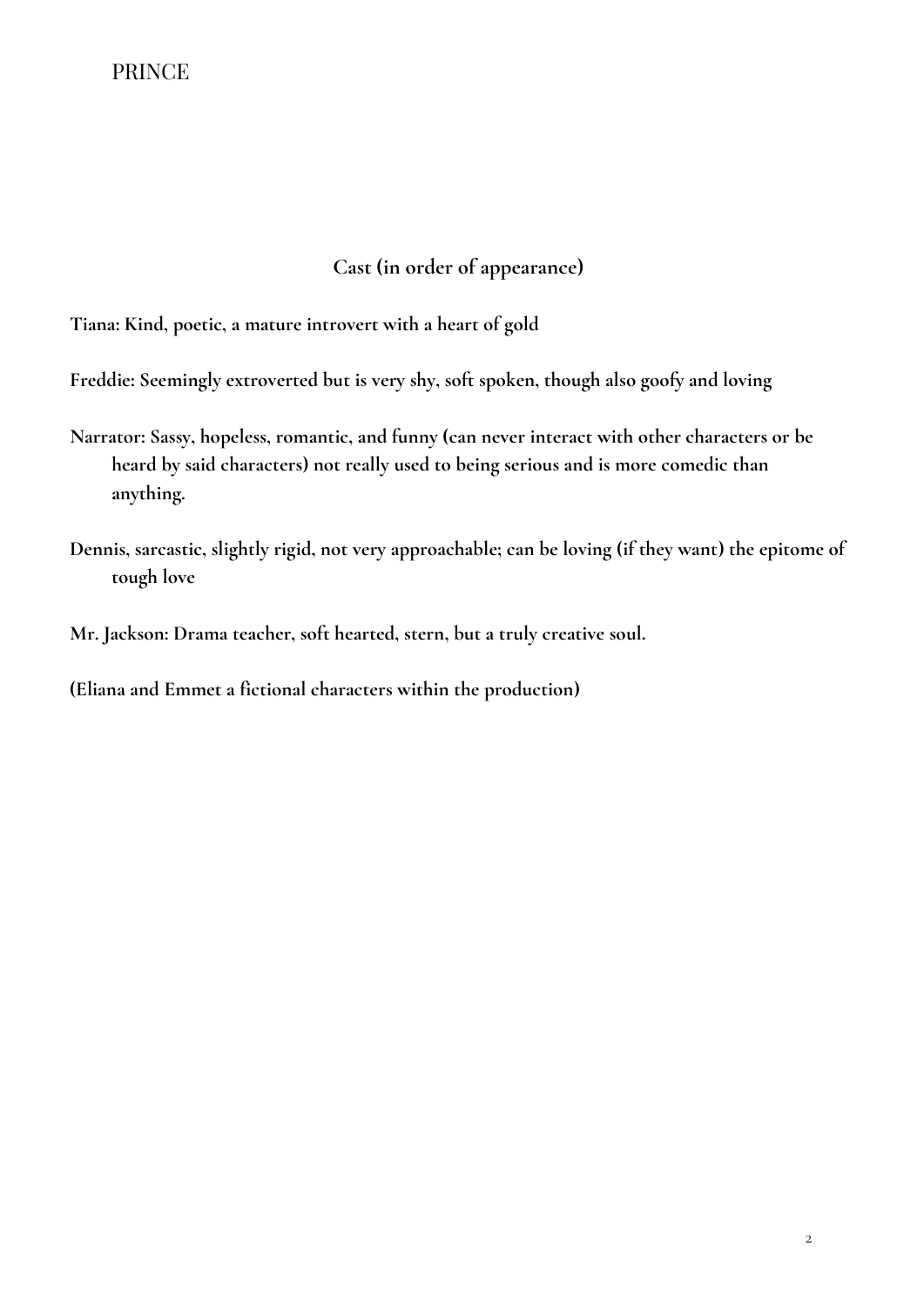## Cast (in order of appearance)

**Tiana: Kind, poetic, a mature introvert with a heart of gold**

**Freddie: Seemingly extroverted but is very shy, soft spoken, though also goofy and loving**

**Narrator: Sassy, hopeless, romantic, and funny (can never interact with other characters or be heard by said characters) not really used to being serious and is more comedic than anything.**

**Dennis, sarcastic, slightly rigid, not very approachable; can be loving (if they want) the epitome of tough love**

**Mr. Jackson: Drama teacher, soft hearted, stern, but a truly creative soul.**

**(Eliana and Emmet a fictional characters within the production)**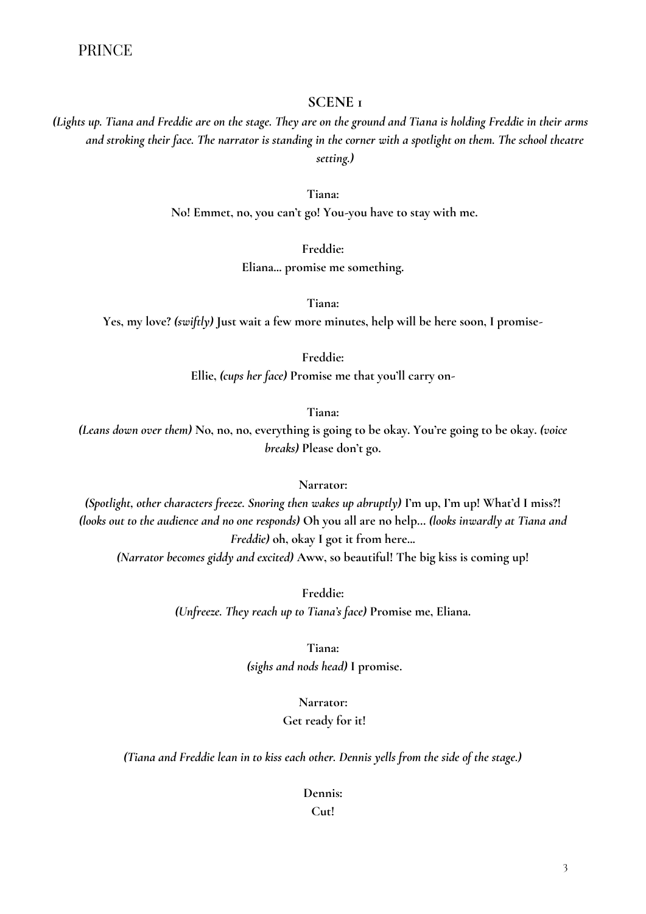## SCENE 1

*(Lights up. Tiana and Freddie are on the stage. They are on the ground and Tiana is holding Freddie in their arms and stroking their face. The narrator is standing in the corner with a spotlight on them. The school theatre setting.)*

**Tiana:**
**No! Emmet, no, you can't go! You-you have to stay with me.**

**Freddie:**
**Eliana... promise me something.**

**Tiana:**
**Yes, my love?** ***(swiftly)*** **Just wait a few more minutes, help will be here soon, I promise-**

**Freddie:**
**Ellie,** ***(cups her face)*** **Promise me that you'll carry on-**

**Tiana:**
***(Leans down over them)*** **No, no, no, everything is going to be okay. You're going to be okay.** ***(voice breaks)*** **Please don't go.**

**Narrator:**
***(Spotlight, other characters freeze. Snoring then wakes up abruptly)*** **I'm up, I'm up! What'd I miss?!** ***(looks out to the audience and no one responds)*** **Oh you all are no help...** ***(looks inwardly at Tiana and Freddie)*** **oh, okay I got it from here...**
***(Narrator becomes giddy and excited)*** **Aww, so beautiful! The big kiss is coming up!**

**Freddie:**
***(Unfreeze. They reach up to Tiana's face)*** **Promise me, Eliana.**

**Tiana:**
***(sighs and nods head)*** **I promise.**

**Narrator:**
**Get ready for it!**

*(Tiana and Freddie lean in to kiss each other. Dennis yells from the side of the stage.)*

**Dennis:**
**Cut!**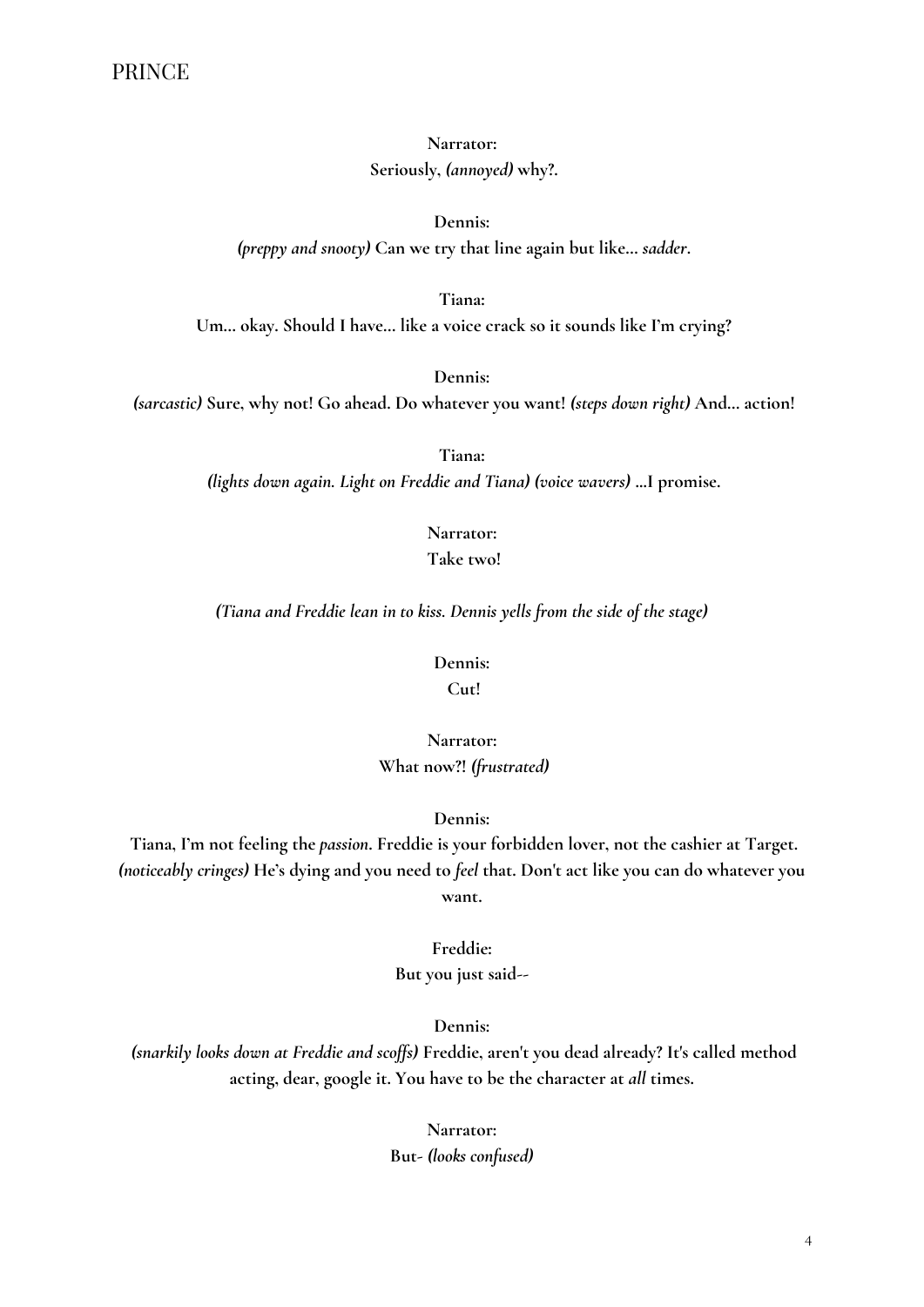**Narrator:**
**Seriously, *(annoyed)* why?.**

**Dennis:**
***(preppy and snooty)* Can we try that line again but like… *sadder*.**

**Tiana:**
**Um… okay. Should I have… like a voice crack so it sounds like I'm crying?**

**Dennis:**
***(sarcastic)* Sure, why not! Go ahead. Do whatever you want! *(steps down right)* And… action!**

**Tiana:**
***(lights down again. Light on Freddie and Tiana) (voice wavers)* …I promise.**

**Narrator:**
**Take two!**

***(Tiana and Freddie lean in to kiss. Dennis yells from the side of the stage)***

**Dennis:**
**Cut!**

**Narrator:**
**What now?! *(frustrated)***

**Dennis:**
**Tiana, I'm not feeling the *passion*. Freddie is your forbidden lover, not the cashier at Target. *(noticeably cringes)* He's dying and you need to *feel* that. Don't act like you can do whatever you want.**

**Freddie:**
**But you just said--**

**Dennis:**
***(snarkily looks down at Freddie and scoffs)* Freddie, aren't you dead already? It's called method acting, dear, google it. You have to be the character at *all* times.**

**Narrator:**
**But- *(looks confused)***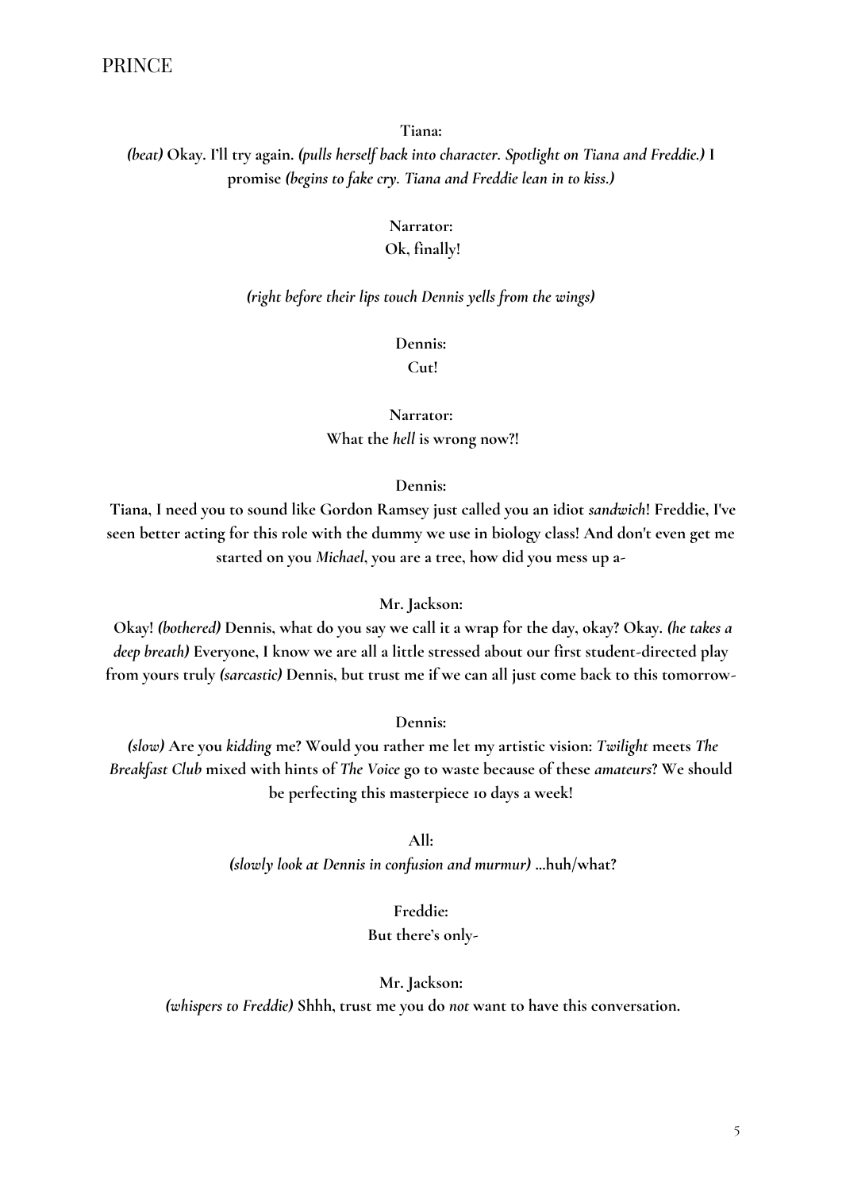**Tiana:**

***(beat)* Okay. I'll try again. *(pulls herself back into character. Spotlight on Tiana and Freddie.)* I promise *(begins to fake cry. Tiana and Freddie lean in to kiss.)***

**Narrator:**

**Ok, finally!**

***(right before their lips touch Dennis yells from the wings)***

**Dennis:**

**Cut!**

**Narrator:**

**What the *hell* is wrong now?!**

**Dennis:**

**Tiana, I need you to sound like Gordon Ramsey just called you an idiot *sandwich*! Freddie, I've seen better acting for this role with the dummy we use in biology class! And don't even get me started on you *Michael*, you are a tree, how did you mess up a-**

**Mr. Jackson:**

**Okay! *(bothered)* Dennis, what do you say we call it a wrap for the day, okay? Okay. *(he takes a deep breath)* Everyone, I know we are all a little stressed about our first student-directed play from yours truly *(sarcastic)* Dennis, but trust me if we can all just come back to this tomorrow-**

**Dennis:**

***(slow)* Are you *kidding* me? Would you rather me let my artistic vision: *Twilight* meets *The Breakfast Club* mixed with hints of *The Voice* go to waste because of these *amateurs*? We should be perfecting this masterpiece 10 days a week!**

**All:**

***(slowly look at Dennis in confusion and murmur)* ...huh/what?**

**Freddie:**

**But there's only-**

**Mr. Jackson:**

***(whispers to Freddie)* Shhh, trust me you do *not* want to have this conversation.**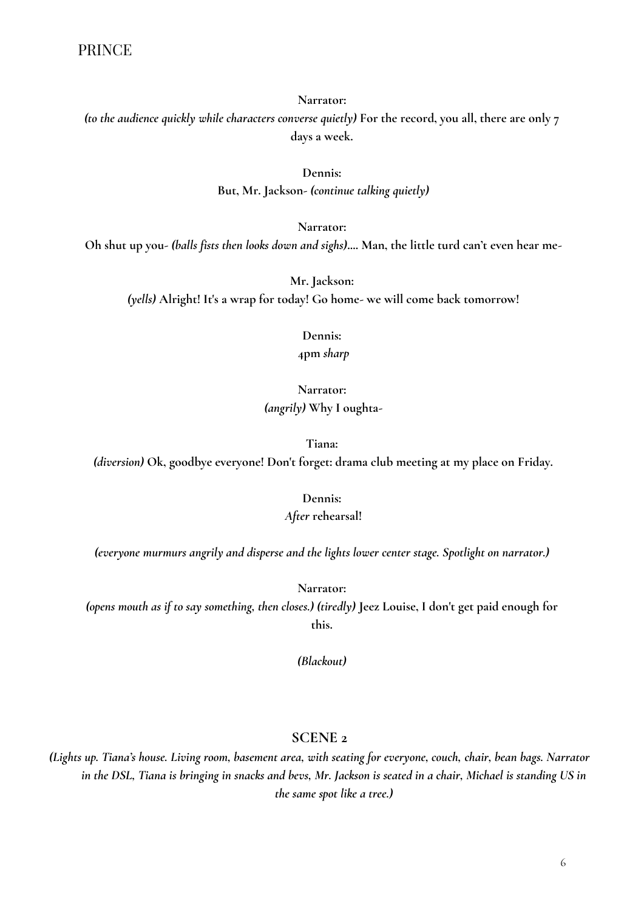**Narrator:**

*(to the audience quickly while characters converse quietly)* **For the record, you all, there are only 7 days a week.**

**Dennis:**

**But, Mr. Jackson-** *(continue talking quietly)*

**Narrator:**

**Oh shut up you-** *(balls fists then looks down and sighs)*.... **Man, the little turd can't even hear me-**

**Mr. Jackson:**

*(yells)* **Alright! It's a wrap for today! Go home- we will come back tomorrow!**

**Dennis:**

**4pm** ***sharp***

**Narrator:**

*(angrily)* **Why I oughta-**

**Tiana:**

*(diversion)* **Ok, goodbye everyone! Don't forget: drama club meeting at my place on Friday.**

**Dennis:**

***After*** **rehearsal!**

*(everyone murmurs angrily and disperse and the lights lower center stage. Spotlight on narrator.)*

**Narrator:**

*(opens mouth as if to say something, then closes.) (tiredly)* **Jeez Louise, I don't get paid enough for this.**

*(Blackout)*

## SCENE 2

*(Lights up. Tiana's house. Living room, basement area, with seating for everyone, couch, chair, bean bags. Narrator in the DSL, Tiana is bringing in snacks and bevs, Mr. Jackson is seated in a chair, Michael is standing US in the same spot like a tree.)*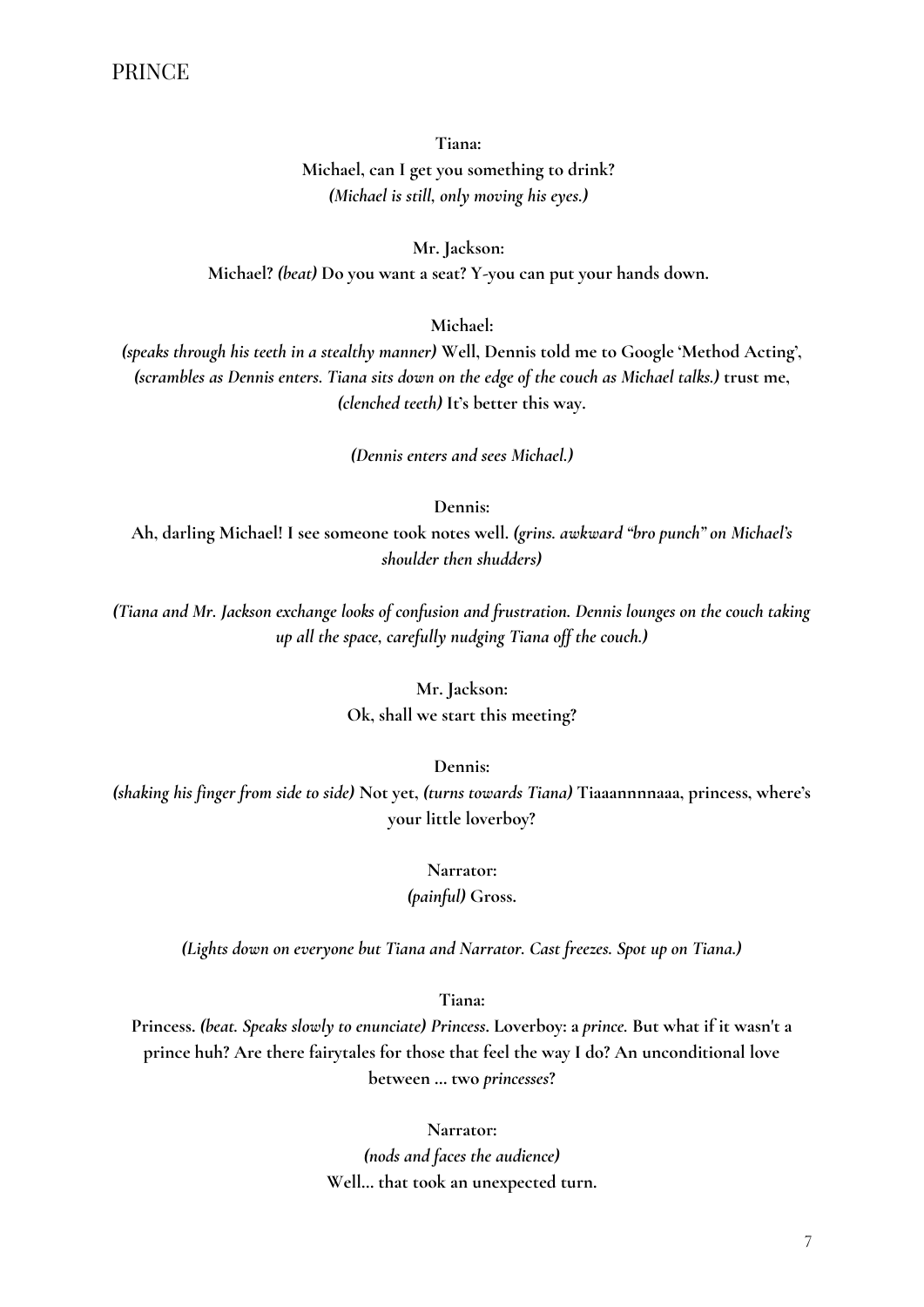**Tiana:**
**Michael, can I get you something to drink?**
***(Michael is still, only moving his eyes.)***

**Mr. Jackson:**
**Michael? *(beat)* Do you want a seat? Y-you can put your hands down.**

**Michael:**
***(speaks through his teeth in a stealthy manner)* Well, Dennis told me to Google 'Method Acting', *(scrambles as Dennis enters. Tiana sits down on the edge of the couch as Michael talks.)* trust me, *(clenched teeth)* It's better this way.**

***(Dennis enters and sees Michael.)***

**Dennis:**
**Ah, darling Michael! I see someone took notes well. *(grins. awkward "bro punch" on Michael's shoulder then shudders)***

***(Tiana and Mr. Jackson exchange looks of confusion and frustration. Dennis lounges on the couch taking up all the space, carefully nudging Tiana off the couch.)***

**Mr. Jackson:**
**Ok, shall we start this meeting?**

**Dennis:**
***(shaking his finger from side to side)* Not yet, *(turns towards Tiana)* Tiaaannnnaaa, princess, where's your little loverboy?**

**Narrator:**
***(painful)* Gross.**

***(Lights down on everyone but Tiana and Narrator. Cast freezes. Spot up on Tiana.)***

**Tiana:**
**Princess. *(beat. Speaks slowly to enunciate) Princess.* Loverboy: a *prince.* But what if it wasn't a prince huh? Are there fairytales for those that feel the way I do? An unconditional love between ... two *princesses*?**

**Narrator:**
***(nods and faces the audience)***
**Well... that took an unexpected turn.**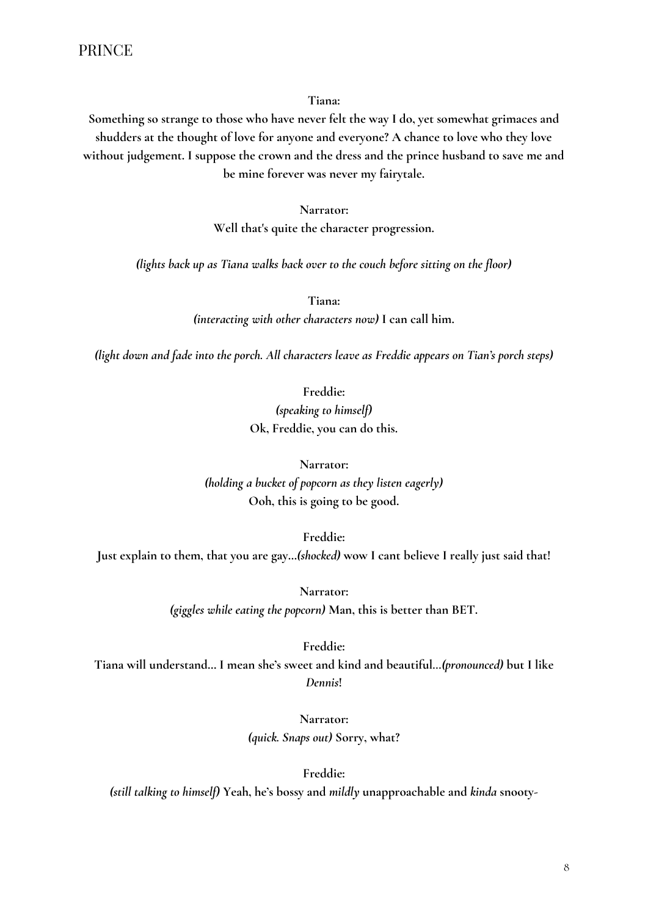**Tiana:**

**Something so strange to those who have never felt the way I do, yet somewhat grimaces and shudders at the thought of love for anyone and everyone? A chance to love who they love without judgement. I suppose the crown and the dress and the prince husband to save me and be mine forever was never my fairytale.**

**Narrator:**

**Well that's quite the character progression.**

***(lights back up as Tiana walks back over to the couch before sitting on the floor)***

**Tiana:**

***(interacting with other characters now)* I can call him.**

***(light down and fade into the porch. All characters leave as Freddie appears on Tian's porch steps)***

**Freddie:**

***(speaking to himself)***

**Ok, Freddie, you can do this.**

**Narrator:**

***(holding a bucket of popcorn as they listen eagerly)***

**Ooh, this is going to be good.**

**Freddie:**

**Just explain to them, that you are gay...*(shocked)* wow I cant believe I really just said that!**

**Narrator:**

***(giggles while eating the popcorn)* Man, this is better than BET.**

**Freddie:**

**Tiana will understand... I mean she's sweet and kind and beautiful...*(pronounced)* but I like *Dennis*!**

**Narrator:**

***(quick. Snaps out)* Sorry, what?**

**Freddie:**

***(still talking to himself)* Yeah, he's bossy and *mildly* unapproachable and *kinda* snooty-**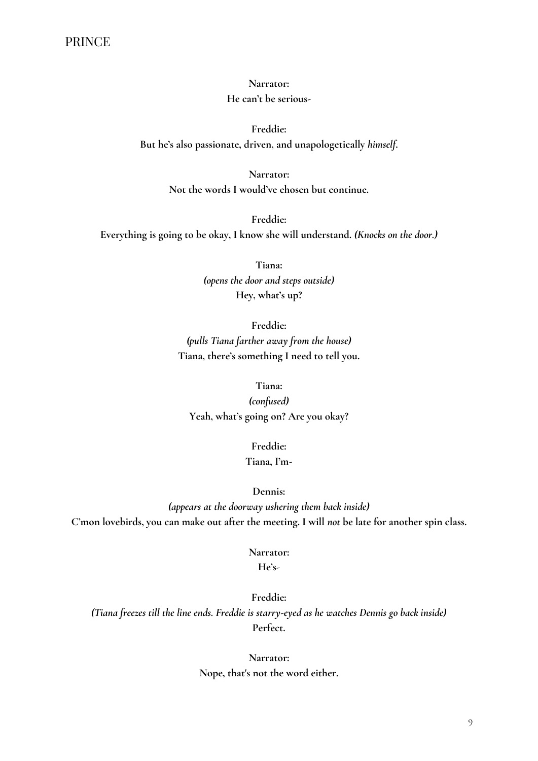**Narrator:**
**He can't be serious-**

**Freddie:**
**But he's also passionate, driven, and unapologetically *himself*.**

**Narrator:**
**Not the words I would've chosen but continue.**

**Freddie:**
**Everything is going to be okay, I know she will understand. *(Knocks on the door.)***

**Tiana:**
***(opens the door and steps outside)***
**Hey, what's up?**

**Freddie:**
***(pulls Tiana farther away from the house)***
**Tiana, there's something I need to tell you.**

**Tiana:**
***(confused)***
**Yeah, what's going on? Are you okay?**

**Freddie:**
**Tiana, I'm-**

**Dennis:**
***(appears at the doorway ushering them back inside)***
**C'mon lovebirds, you can make out after the meeting. I will *not* be late for another spin class.**

**Narrator:**
**He's-**

**Freddie:**
***(Tiana freezes till the line ends. Freddie is starry-eyed as he watches Dennis go back inside)***
**Perfect.**

**Narrator:**
**Nope, that's not the word either.**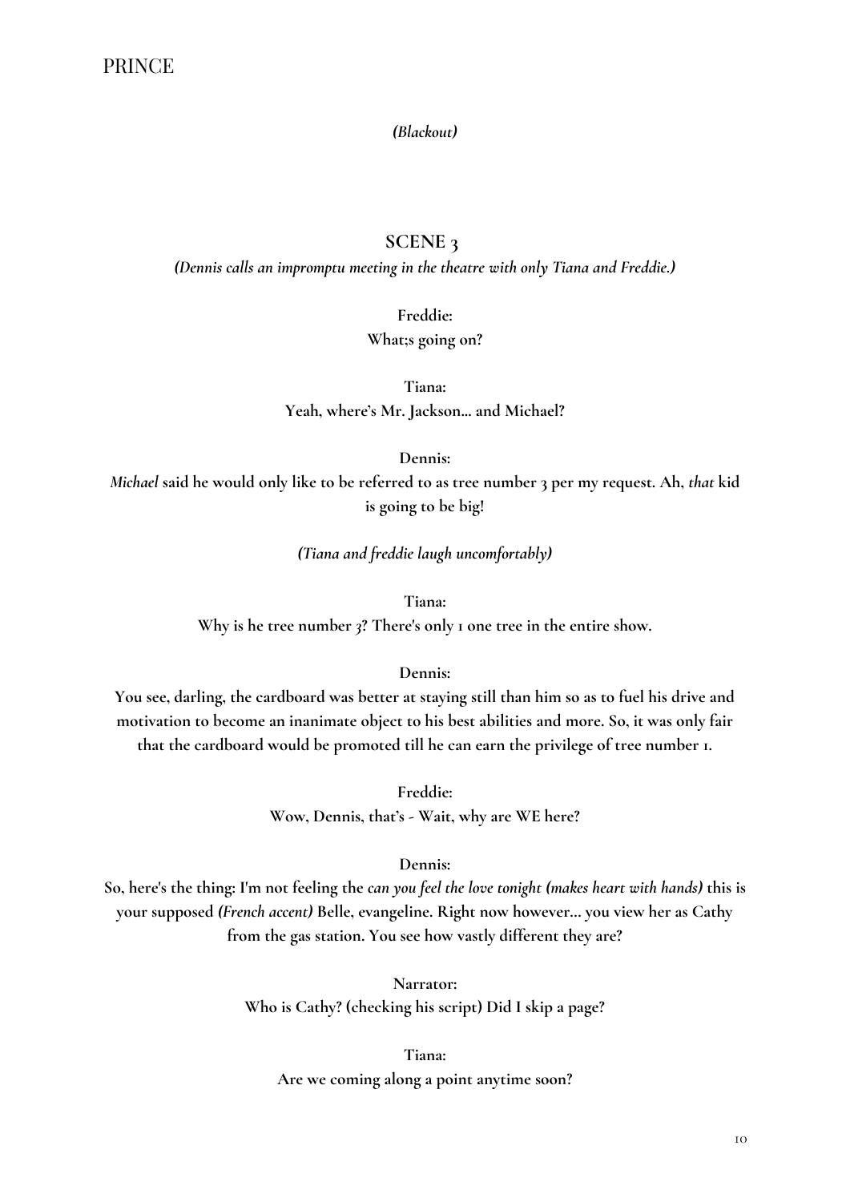***(Blackout)***

## SCENE 3

***(Dennis calls an impromptu meeting in the theatre with only Tiana and Freddie.)***

**Freddie:**
**What;s going on?**

**Tiana:**
**Yeah, where's Mr. Jackson... and Michael?**

**Dennis:**
***Michael* said he would only like to be referred to as tree number 3 per my request. Ah, *that* kid is going to be big!**

***(Tiana and freddie laugh uncomfortably)***

**Tiana:**
**Why is he tree number 3? There's only 1 one tree in the entire show.**

**Dennis:**
**You see, darling, the cardboard was better at staying still than him so as to fuel his drive and motivation to become an inanimate object to his best abilities and more. So, it was only fair that the cardboard would be promoted till he can earn the privilege of tree number 1.**

**Freddie:**
**Wow, Dennis, that's - Wait, why are WE here?**

**Dennis:**
**So, here's the thing: I'm not feeling the *can you feel the love tonight* *(makes heart with hands)* this is your supposed *(French accent)* Belle, evangeline. Right now however... you view her as Cathy from the gas station. You see how vastly different they are?**

**Narrator:**
**Who is Cathy? (checking his script) Did I skip a page?**

**Tiana:**
**Are we coming along a point anytime soon?**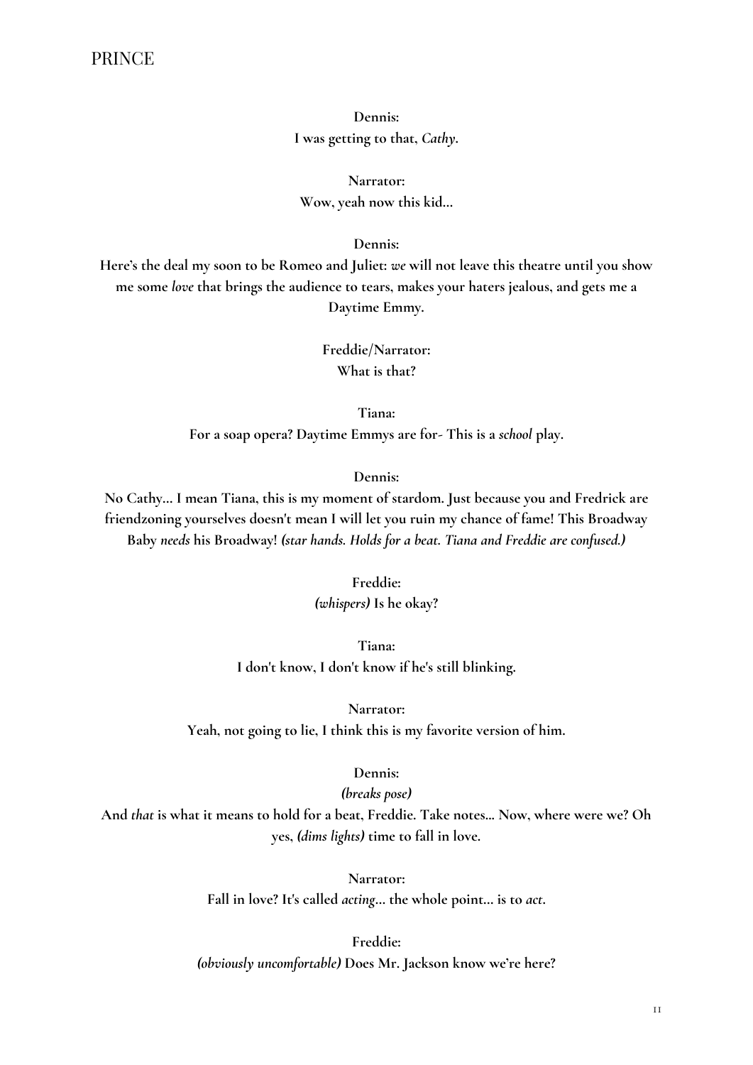**Dennis:**
**I was getting to that, *Cathy*.**

**Narrator:**
**Wow, yeah now this kid...**

**Dennis:**
**Here's the deal my soon to be Romeo and Juliet: *we* will not leave this theatre until you show me some *love* that brings the audience to tears, makes your haters jealous, and gets me a Daytime Emmy.**

**Freddie/Narrator:**
**What is that?**

**Tiana:**
**For a soap opera? Daytime Emmys are for- This is a *school* play.**

**Dennis:**
**No Cathy... I mean Tiana, this is my moment of stardom. Just because you and Fredrick are friendzoning yourselves doesn't mean I will let you ruin my chance of fame! This Broadway Baby *needs* his Broadway! *(star hands. Holds for a beat. Tiana and Freddie are confused.)***

**Freddie:**
***(whispers)* Is he okay?**

**Tiana:**
**I don't know, I don't know if he's still blinking.**

**Narrator:**
**Yeah, not going to lie, I think this is my favorite version of him.**

**Dennis:**
***(breaks pose)***
**And *that* is what it means to hold for a beat, Freddie. Take notes... Now, where were we? Oh yes, *(dims lights)* time to fall in love.**

**Narrator:**
**Fall in love? It's called *acting*... the whole point... is to *act*.**

**Freddie:**
***(obviously uncomfortable)* Does Mr. Jackson know we're here?**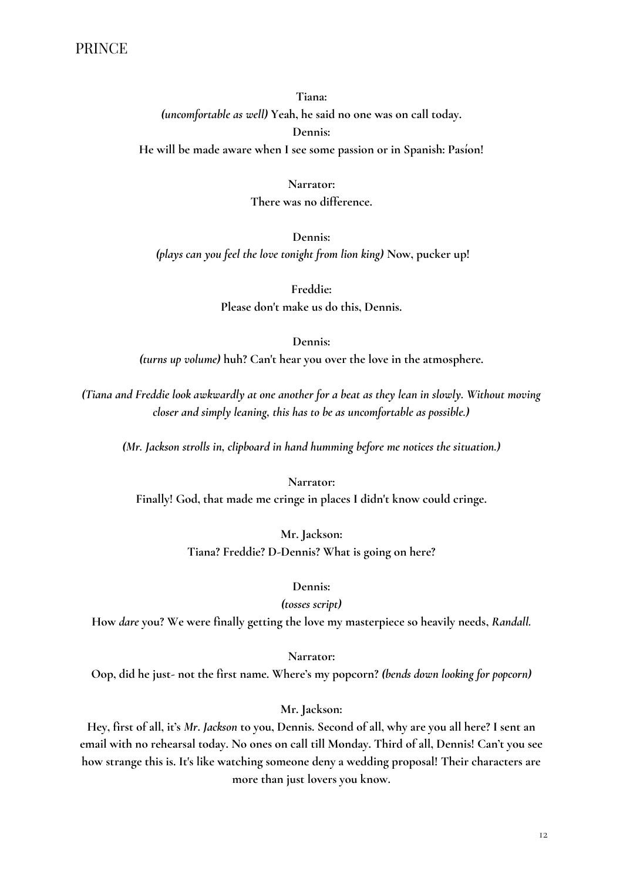**Tiana:**
***(uncomfortable as well)*** **Yeah, he said no one was on call today.**

**Dennis:**
**He will be made aware when I see some passion or in Spanish: Pasíon!**

**Narrator:**
**There was no difference.**

**Dennis:**
***(plays can you feel the love tonight from lion king)*** **Now, pucker up!**

**Freddie:**
**Please don't make us do this, Dennis.**

**Dennis:**
***(turns up volume)*** **huh? Can't hear you over the love in the atmosphere.**

***(Tiana and Freddie look awkwardly at one another for a beat as they lean in slowly. Without moving closer and simply leaning, this has to be as uncomfortable as possible.)***

***(Mr. Jackson strolls in, clipboard in hand humming before me notices the situation.)***

**Narrator:**
**Finally! God, that made me cringe in places I didn't know could cringe.**

**Mr. Jackson:**
**Tiana? Freddie? D-Dennis? What is going on here?**

**Dennis:**
***(tosses script)***
**How *dare* you? We were finally getting the love my masterpiece so heavily needs, *Randall.***

**Narrator:**
**Oop, did he just- not the first name. Where's my popcorn?** ***(bends down looking for popcorn)***

**Mr. Jackson:**
**Hey, first of all, it's *Mr. Jackson* to you, Dennis. Second of all, why are you all here? I sent an email with no rehearsal today. No ones on call till Monday. Third of all, Dennis! Can't you see how strange this is. It's like watching someone deny a wedding proposal! Their characters are more than just lovers you know.**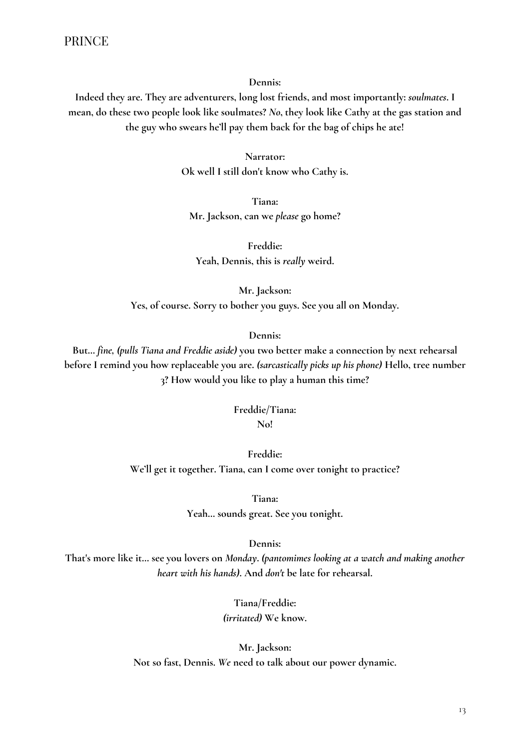**Dennis:**
**Indeed they are. They are adventurers, long lost friends, and most importantly: *soulmates*. I mean, do these two people look like soulmates? *No*, they look like Cathy at the gas station and the guy who swears he'll pay them back for the bag of chips he ate!**

**Narrator:**
**Ok well I still don't know who Cathy is.**

**Tiana:**
**Mr. Jackson, can we *please* go home?**

**Freddie:**
**Yeah, Dennis, this is *really* weird.**

**Mr. Jackson:**
**Yes, of course. Sorry to bother you guys. See you all on Monday.**

**Dennis:**
**But... *fine, (pulls Tiana and Freddie aside)* you two better make a connection by next rehearsal before I remind you how replaceable you are. *(sarcastically picks up his phone)* Hello, tree number 3? How would you like to play a human this time?**

**Freddie/Tiana:**
**No!**

**Freddie:**
**We'll get it together. Tiana, can I come over tonight to practice?**

**Tiana:**
**Yeah... sounds great. See you tonight.**

**Dennis:**
**That's more like it... see you lovers on *Monday*. *(pantomimes looking at a watch and making another heart with his hands)*. And *don't* be late for rehearsal.**

**Tiana/Freddie:**
***(irritated)* We know.**

**Mr. Jackson:**
**Not so fast, Dennis. *We* need to talk about our power dynamic.**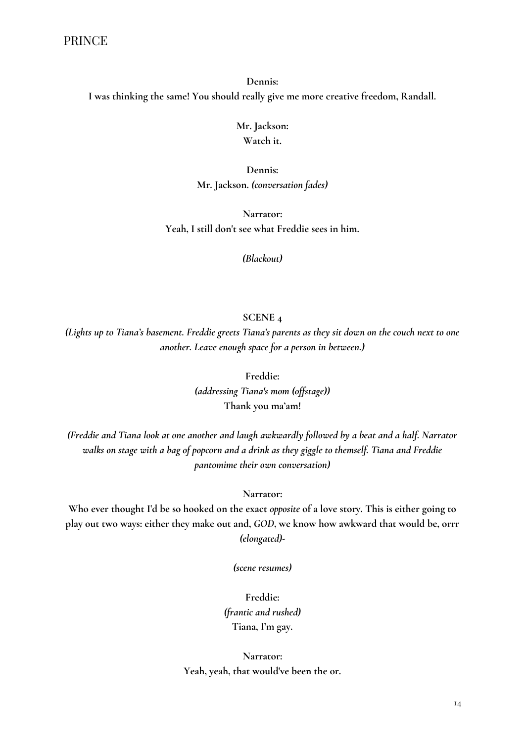**Dennis:**
**I was thinking the same! You should really give me more creative freedom, Randall.**

**Mr. Jackson:**
**Watch it.**

**Dennis:**
**Mr. Jackson.** ***(conversation fades)***

**Narrator:**
**Yeah, I still don't see what Freddie sees in him.**

***(Blackout)***

**SCENE 4**

***(Lights up to Tiana's basement. Freddie greets Tiana's parents as they sit down on the couch next to one another. Leave enough space for a person in between.)***

**Freddie:**
***(addressing Tiana's mom (offstage))***
**Thank you ma'am!**

***(Freddie and Tiana look at one another and laugh awkwardly followed by a beat and a half. Narrator walks on stage with a bag of popcorn and a drink as they giggle to themself. Tiana and Freddie pantomime their own conversation)***

**Narrator:**
**Who ever thought I'd be so hooked on the exact** ***opposite*** **of a love story. This is either going to play out two ways: either they make out and,** ***GOD*****, we know how awkward that would be, orrr** ***(elongated)*****-**

***(scene resumes)***

**Freddie:**
***(frantic and rushed)***
**Tiana, I'm gay.**

**Narrator:**
**Yeah, yeah, that would've been the or.**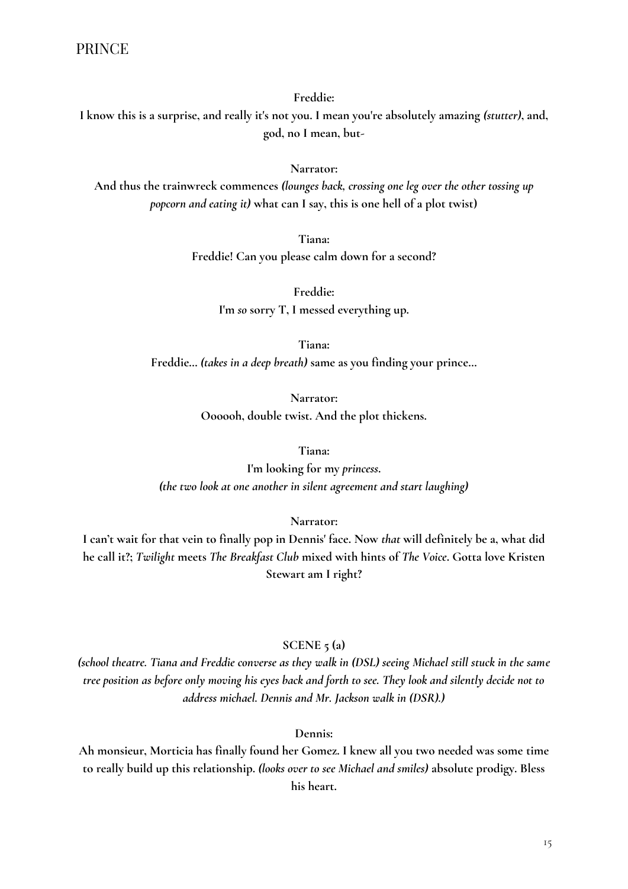**Freddie:**

**I know this is a surprise, and really it's not you. I mean you're absolutely amazing *(stutter)*, and, god, no I mean, but-**

**Narrator:**

**And thus the trainwreck commences *(lounges back, crossing one leg over the other tossing up popcorn and eating it)* what can I say, this is one hell of a plot twist)**

**Tiana:**

**Freddie! Can you please calm down for a second?**

**Freddie:**

**I'm *so* sorry T, I messed everything up.**

**Tiana:**

**Freddie... *(takes in a deep breath)* same as you finding your prince...**

**Narrator:**

**Oooooh, double twist. And the plot thickens.**

**Tiana:**

**I'm looking for my *princess*.**
***(the two look at one another in silent agreement and start laughing)***

**Narrator:**

**I can't wait for that vein to finally pop in Dennis' face. Now *that* will definitely be a, what did he call it?; *Twilight* meets *The Breakfast Club* mixed with hints of *The Voice*. Gotta love Kristen Stewart am I right?**

**SCENE 5 (a)**

***(school theatre. Tiana and Freddie converse as they walk in (DSL) seeing Michael still stuck in the same tree position as before only moving his eyes back and forth to see. They look and silently decide not to address michael. Dennis and Mr. Jackson walk in (DSR).)***

**Dennis:**

**Ah monsieur, Morticia has finally found her Gomez. I knew all you two needed was some time to really build up this relationship. *(looks over to see Michael and smiles)* absolute prodigy. Bless his heart.**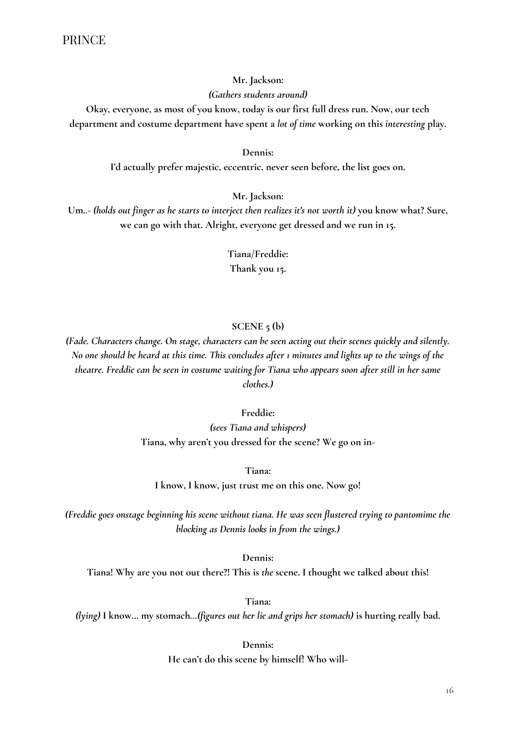**Mr. Jackson:**

***(Gathers students around)***

**Okay, everyone, as most of you know, today is our first full dress run. Now, our tech department and costume department have spent a *lot of time* working on this *interesting* play.**

**Dennis:**

**I'd actually prefer majestic, eccentric, never seen before, the list goes on.**

**Mr. Jackson:**

**Um..- *(holds out finger as he starts to interject then realizes it's not worth it)* you know what? Sure, we can go with that. Alright, everyone get dressed and we run in 15.**

**Tiana/Freddie:**

**Thank you 15.**

**SCENE 5 (b)**

***(Fade. Characters change. On stage, characters can be seen acting out their scenes quickly and silently. No one should be heard at this time. This concludes after 1 minutes and lights up to the wings of the theatre. Freddie can be seen in costume waiting for Tiana who appears soon after still in her same clothes.)***

**Freddie:**

***(sees Tiana and whispers)***

**Tiana, why aren't you dressed for the scene? We go on in-**

**Tiana:**

**I know, I know, just trust me on this one. Now go!**

***(Freddie goes onstage beginning his scene without tiana. He was seen flustered trying to pantomime the blocking as Dennis looks in from the wings.)***

**Dennis:**

**Tiana! Why are you not out there?! This is *the* scene. I thought we talked about this!**

**Tiana:**

***(lying)* I know... my stomach...*(figures out her lie and grips her stomach)* is hurting really bad.**

**Dennis:**

**He can't do this scene by himself! Who will-**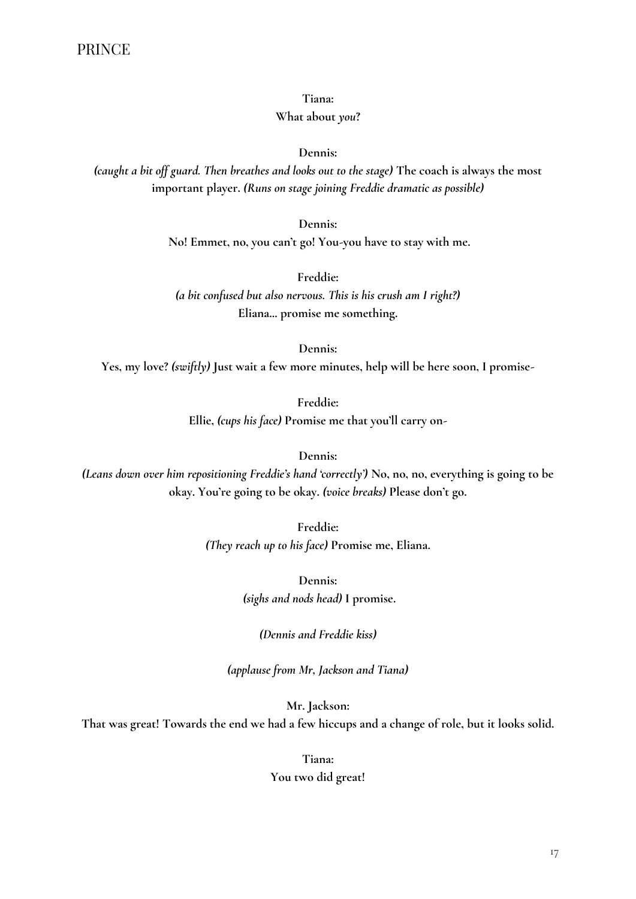**Tiana:**
**What about *you*?**

**Dennis:**
***(caught a bit off guard. Then breathes and looks out to the stage)* The coach is always the most important player. *(Runs on stage joining Freddie dramatic as possible)***

**Dennis:**
**No! Emmet, no, you can't go! You-you have to stay with me.**

**Freddie:**
***(a bit confused but also nervous. This is his crush am I right?)***
**Eliana... promise me something.**

**Dennis:**
**Yes, my love? *(swiftly)* Just wait a few more minutes, help will be here soon, I promise-**

**Freddie:**
**Ellie, *(cups his face)* Promise me that you'll carry on-**

**Dennis:**
***(Leans down over him repositioning Freddie's hand 'correctly')* No, no, no, everything is going to be okay. You're going to be okay. *(voice breaks)* Please don't go.**

**Freddie:**
***(They reach up to his face)* Promise me, Eliana.**

**Dennis:**
***(sighs and nods head)* I promise.**

***(Dennis and Freddie kiss)***

***(applause from Mr, Jackson and Tiana)***

**Mr. Jackson:**
**That was great! Towards the end we had a few hiccups and a change of role, but it looks solid.**

**Tiana:**
**You two did great!**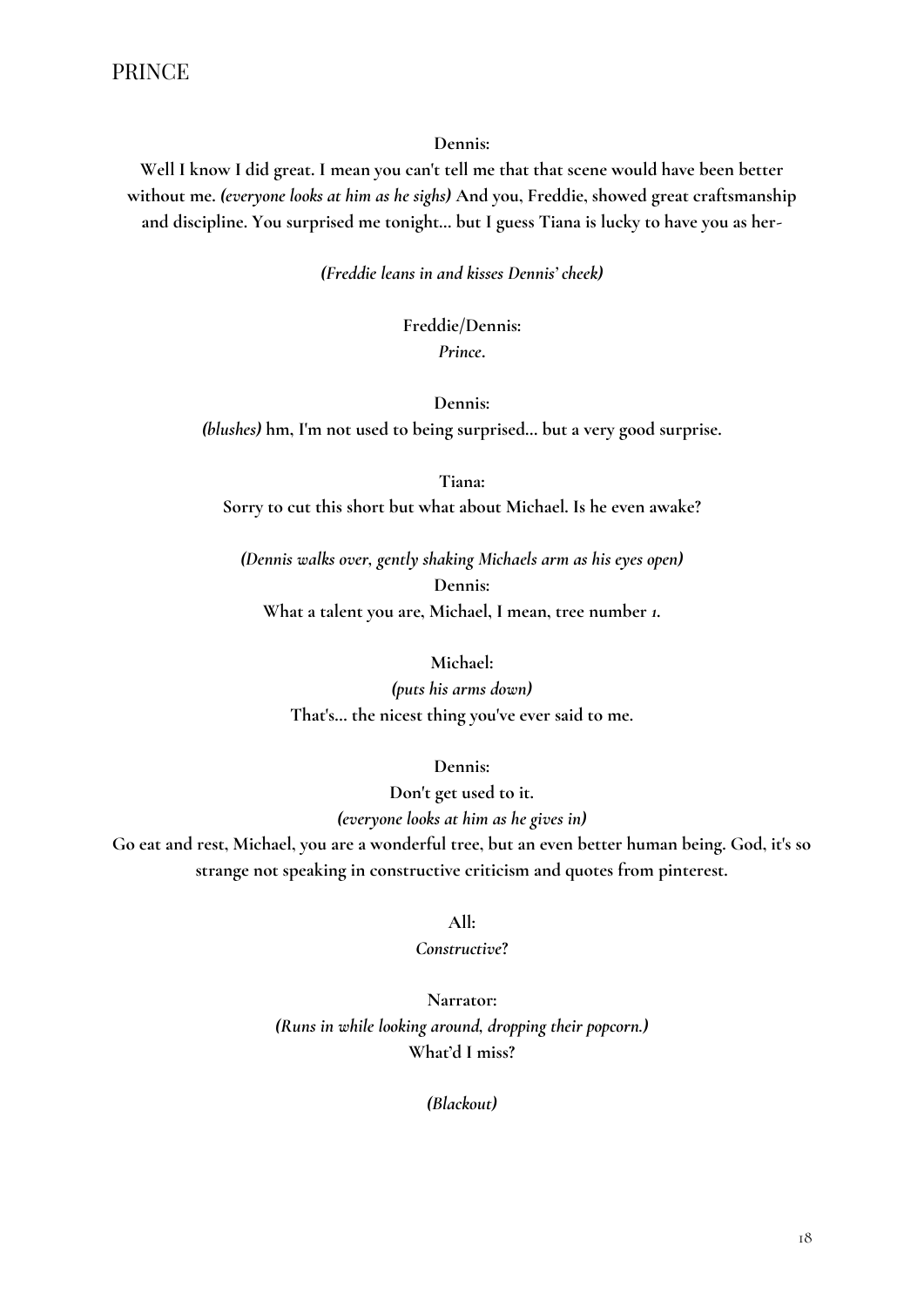**Dennis:**

**Well I know I did great. I mean you can't tell me that that scene would have been better without me.** ***(everyone looks at him as he sighs)*** **And you, Freddie, showed great craftsmanship and discipline. You surprised me tonight... but I guess Tiana is lucky to have you as her-**

***(Freddie leans in and kisses Dennis' cheek)***

**Freddie/Dennis:**
***Prince*****.**

**Dennis:**
***(blushes)*** **hm, I'm not used to being surprised... but a very good surprise.**

**Tiana:**
**Sorry to cut this short but what about Michael. Is he even awake?**

***(Dennis walks over, gently shaking Michaels arm as his eyes open)***

**Dennis:**
**What a talent you are, Michael, I mean, tree number 1.**

**Michael:**
***(puts his arms down)***
**That's... the nicest thing you've ever said to me.**

**Dennis:**
**Don't get used to it.**
***(everyone looks at him as he gives in)***
**Go eat and rest, Michael, you are a wonderful tree, but an even better human being. God, it's so strange not speaking in constructive criticism and quotes from pinterest.**

**All:**
***Constructive*****?**

**Narrator:**
***(Runs in while looking around, dropping their popcorn.)***
**What'd I miss?**

***(Blackout)***